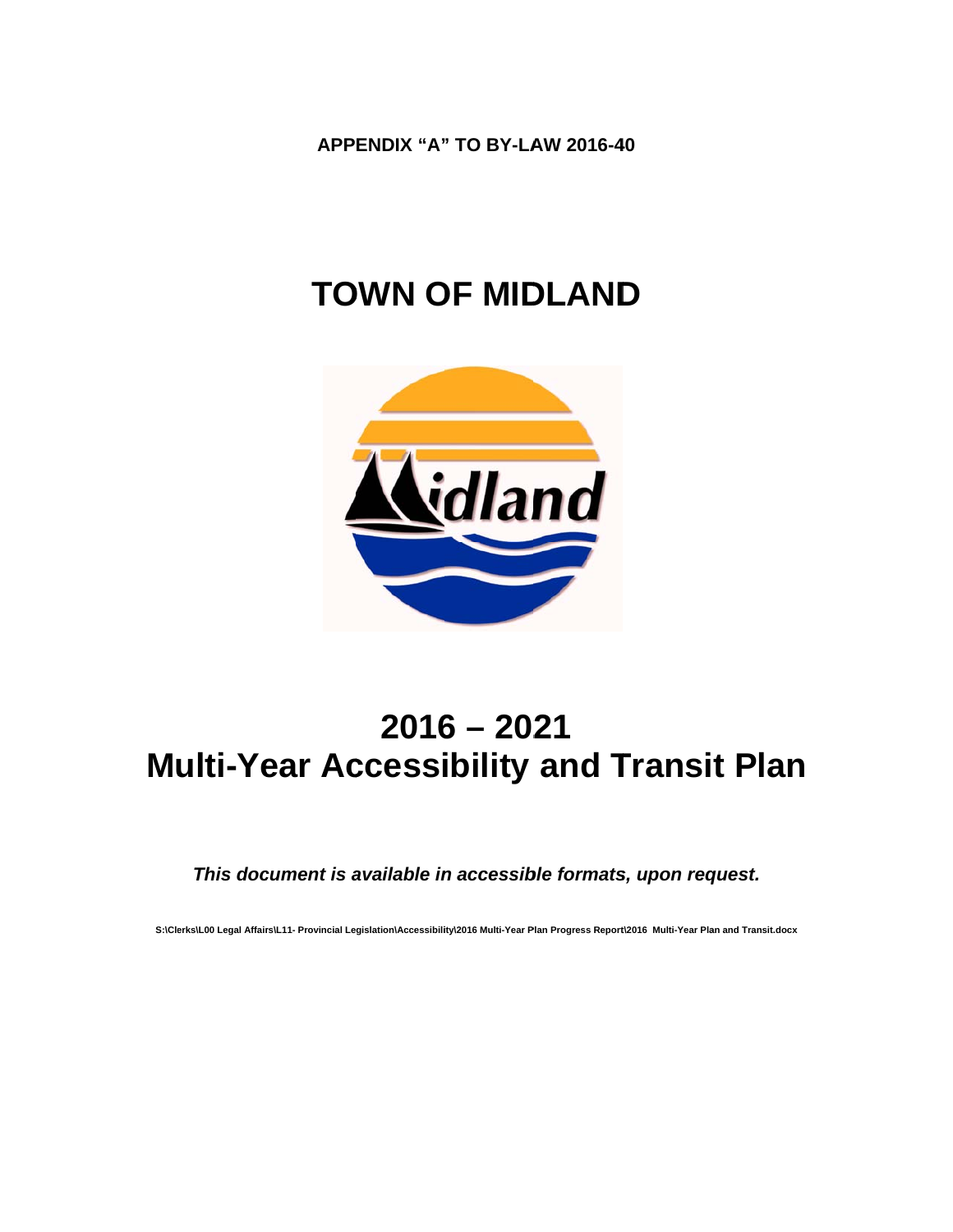**APPENDIX "A" TO BY-LAW 2016-40**

# TOWN OF MIDLAND

# 2016 – 2021
# Multi-Year Accessibility and Transit Plan

***This document is available in accessible formats, upon request.***

S:\Clerks\L00 Legal Affairs\L11- Provincial Legislation\Accessibility\2016 Multi-Year Plan Progress Report\2016 Multi-Year Plan and Transit.docx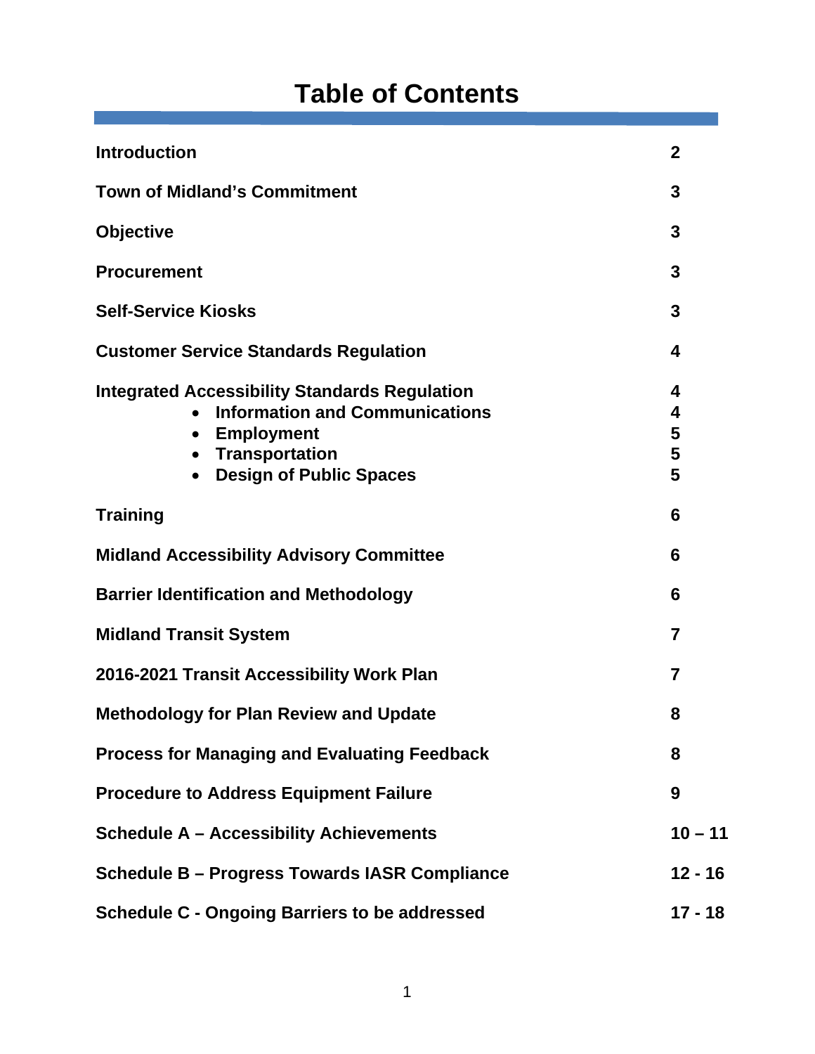# Table of Contents

| | |
|---|---|
| **Introduction** | **2** |
| **Town of Midland's Commitment** | **3** |
| **Objective** | **3** |
| **Procurement** | **3** |
| **Self-Service Kiosks** | **3** |
| **Customer Service Standards Regulation** | **4** |
| **Integrated Accessibility Standards Regulation** | **4** |
| • **Information and Communications** | **4** |
| • **Employment** | **5** |
| • **Transportation** | **5** |
| • **Design of Public Spaces** | **5** |
| **Training** | **6** |
| **Midland Accessibility Advisory Committee** | **6** |
| **Barrier Identification and Methodology** | **6** |
| **Midland Transit System** | **7** |
| **2016-2021 Transit Accessibility Work Plan** | **7** |
| **Methodology for Plan Review and Update** | **8** |
| **Process for Managing and Evaluating Feedback** | **8** |
| **Procedure to Address Equipment Failure** | **9** |
| **Schedule A – Accessibility Achievements** | **10 – 11** |
| **Schedule B – Progress Towards IASR Compliance** | **12 - 16** |
| **Schedule C - Ongoing Barriers to be addressed** | **17 - 18** |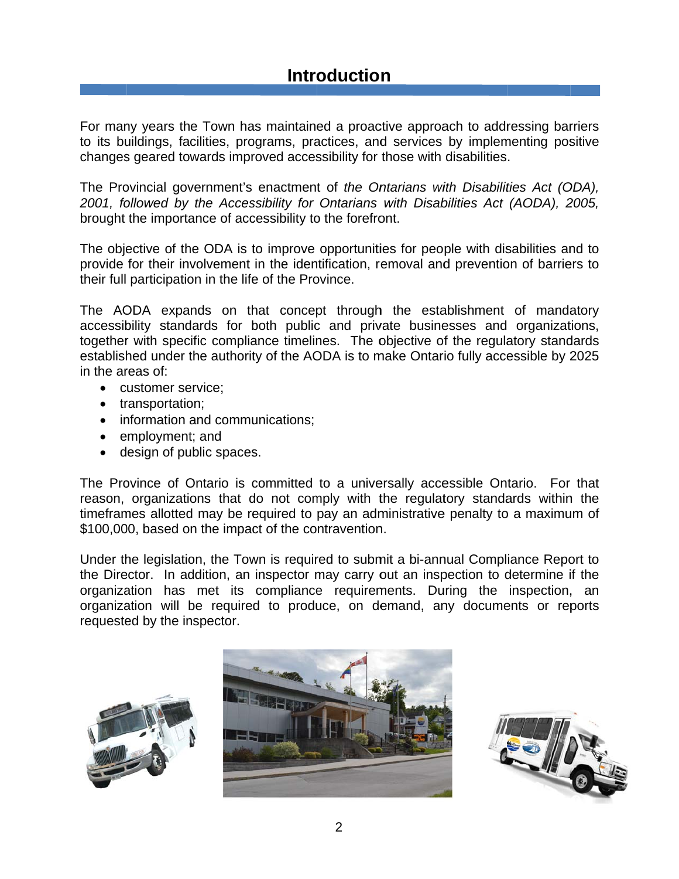# Introduction

For many years the Town has maintained a proactive approach to addressing barriers to its buildings, facilities, programs, practices, and services by implementing positive changes geared towards improved accessibility for those with disabilities.

The Provincial government's enactment of *the Ontarians with Disabilities Act (ODA), 2001, followed by the Accessibility for Ontarians with Disabilities Act (AODA), 2005,* brought the importance of accessibility to the forefront.

The objective of the ODA is to improve opportunities for people with disabilities and to provide for their involvement in the identification, removal and prevention of barriers to their full participation in the life of the Province.

The AODA expands on that concept through the establishment of mandatory accessibility standards for both public and private businesses and organizations, together with specific compliance timelines. The objective of the regulatory standards established under the authority of the AODA is to make Ontario fully accessible by 2025 in the areas of:

- customer service;
- transportation;
- information and communications;
- employment; and
- design of public spaces.

The Province of Ontario is committed to a universally accessible Ontario. For that reason, organizations that do not comply with the regulatory standards within the timeframes allotted may be required to pay an administrative penalty to a maximum of $100,000, based on the impact of the contravention.

Under the legislation, the Town is required to submit a bi-annual Compliance Report to the Director. In addition, an inspector may carry out an inspection to determine if the organization has met its compliance requirements. During the inspection, an organization will be required to produce, on demand, any documents or reports requested by the inspector.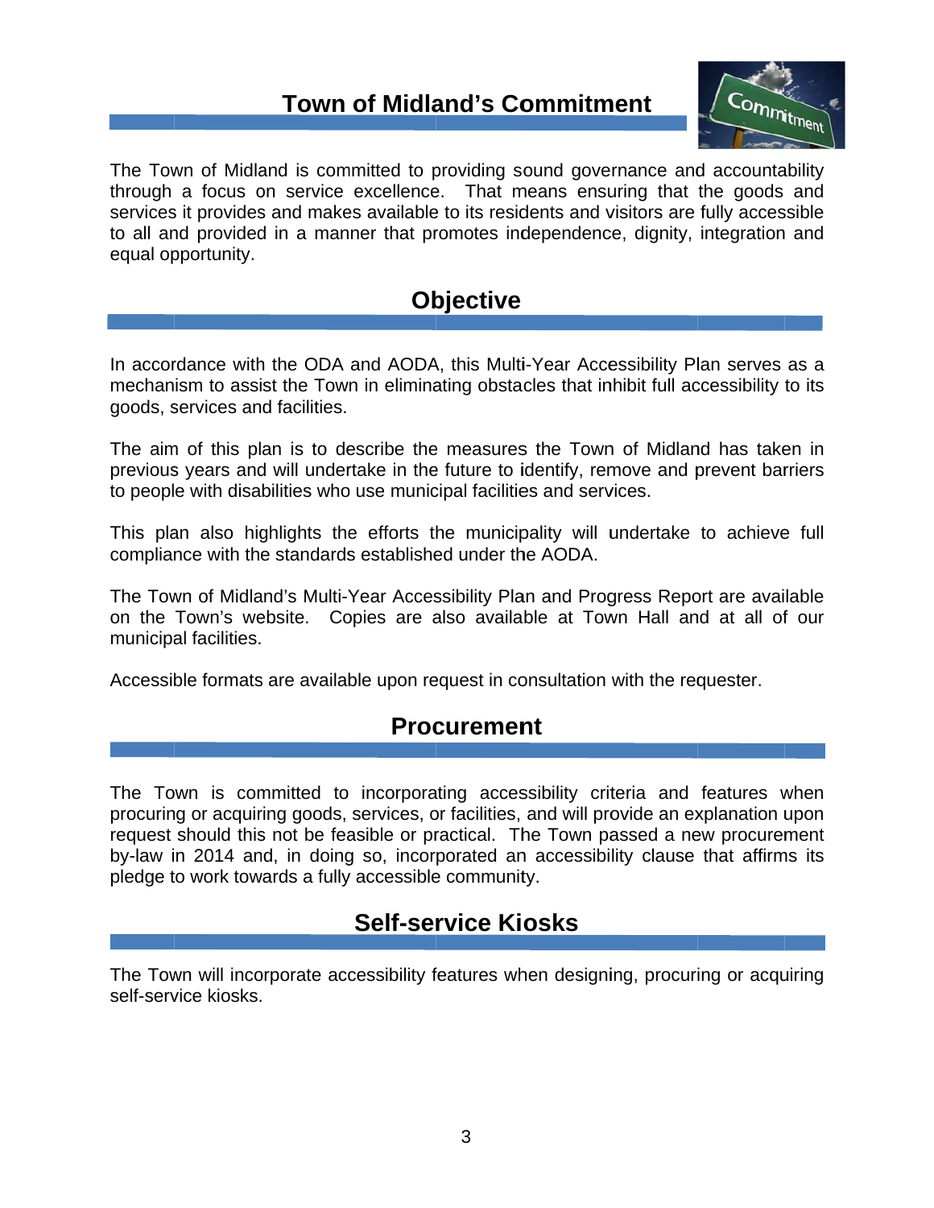## Town of Midland's Commitment

The Town of Midland is committed to providing sound governance and accountability through a focus on service excellence. That means ensuring that the goods and services it provides and makes available to its residents and visitors are fully accessible to all and provided in a manner that promotes independence, dignity, integration and equal opportunity.

## Objective

In accordance with the ODA and AODA, this Multi-Year Accessibility Plan serves as a mechanism to assist the Town in eliminating obstacles that inhibit full accessibility to its goods, services and facilities.

The aim of this plan is to describe the measures the Town of Midland has taken in previous years and will undertake in the future to identify, remove and prevent barriers to people with disabilities who use municipal facilities and services.

This plan also highlights the efforts the municipality will undertake to achieve full compliance with the standards established under the AODA.

The Town of Midland's Multi-Year Accessibility Plan and Progress Report are available on the Town's website. Copies are also available at Town Hall and at all of our municipal facilities.

Accessible formats are available upon request in consultation with the requester.

## Procurement

The Town is committed to incorporating accessibility criteria and features when procuring or acquiring goods, services, or facilities, and will provide an explanation upon request should this not be feasible or practical. The Town passed a new procurement by-law in 2014 and, in doing so, incorporated an accessibility clause that affirms its pledge to work towards a fully accessible community.

## Self-service Kiosks

The Town will incorporate accessibility features when designing, procuring or acquiring self-service kiosks.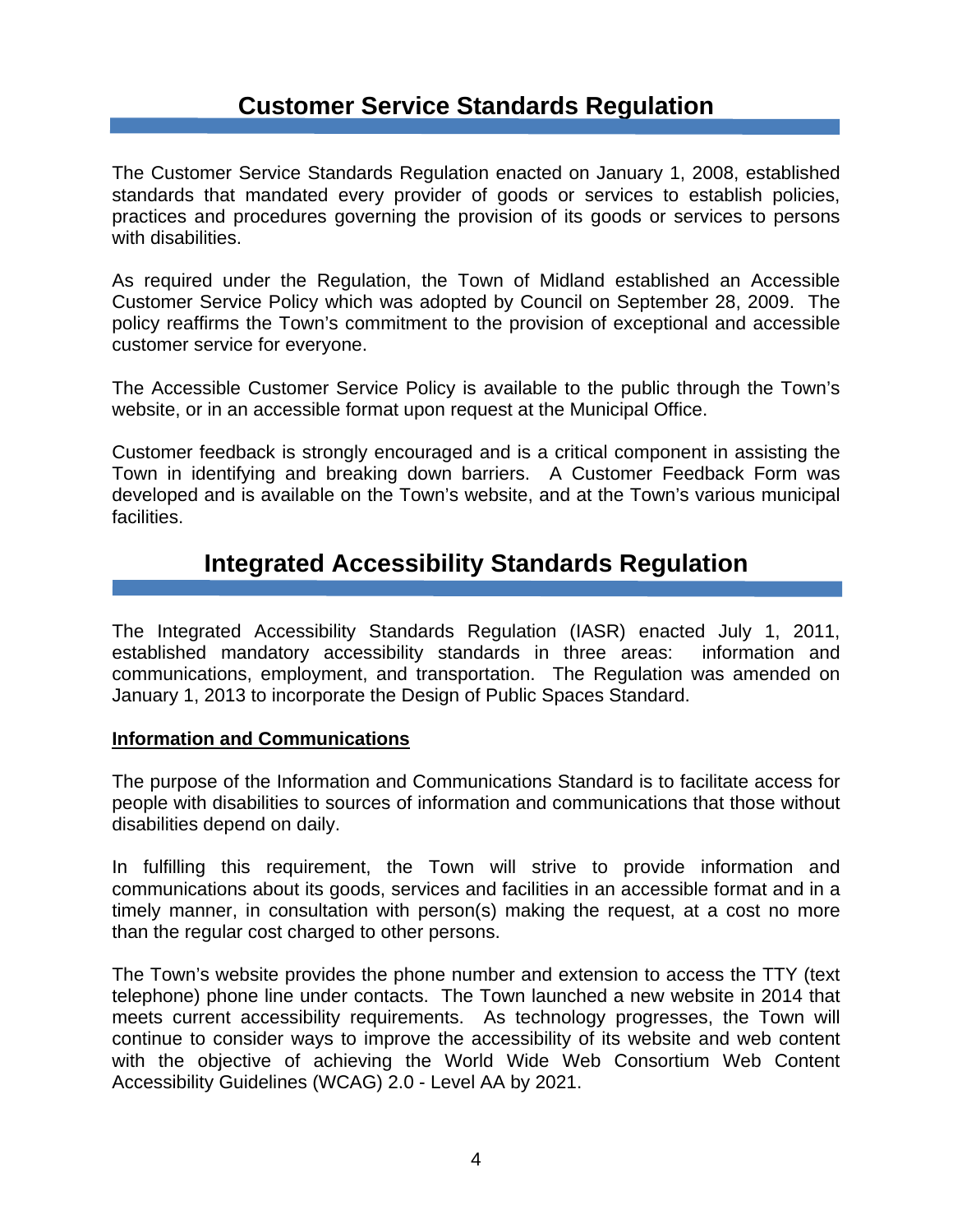# Customer Service Standards Regulation

The Customer Service Standards Regulation enacted on January 1, 2008, established standards that mandated every provider of goods or services to establish policies, practices and procedures governing the provision of its goods or services to persons with disabilities.

As required under the Regulation, the Town of Midland established an Accessible Customer Service Policy which was adopted by Council on September 28, 2009. The policy reaffirms the Town's commitment to the provision of exceptional and accessible customer service for everyone.

The Accessible Customer Service Policy is available to the public through the Town's website, or in an accessible format upon request at the Municipal Office.

Customer feedback is strongly encouraged and is a critical component in assisting the Town in identifying and breaking down barriers. A Customer Feedback Form was developed and is available on the Town's website, and at the Town's various municipal facilities.

# Integrated Accessibility Standards Regulation

The Integrated Accessibility Standards Regulation (IASR) enacted July 1, 2011, established mandatory accessibility standards in three areas: information and communications, employment, and transportation. The Regulation was amended on January 1, 2013 to incorporate the Design of Public Spaces Standard.

**Information and Communications**

The purpose of the Information and Communications Standard is to facilitate access for people with disabilities to sources of information and communications that those without disabilities depend on daily.

In fulfilling this requirement, the Town will strive to provide information and communications about its goods, services and facilities in an accessible format and in a timely manner, in consultation with person(s) making the request, at a cost no more than the regular cost charged to other persons.

The Town's website provides the phone number and extension to access the TTY (text telephone) phone line under contacts. The Town launched a new website in 2014 that meets current accessibility requirements. As technology progresses, the Town will continue to consider ways to improve the accessibility of its website and web content with the objective of achieving the World Wide Web Consortium Web Content Accessibility Guidelines (WCAG) 2.0 - Level AA by 2021.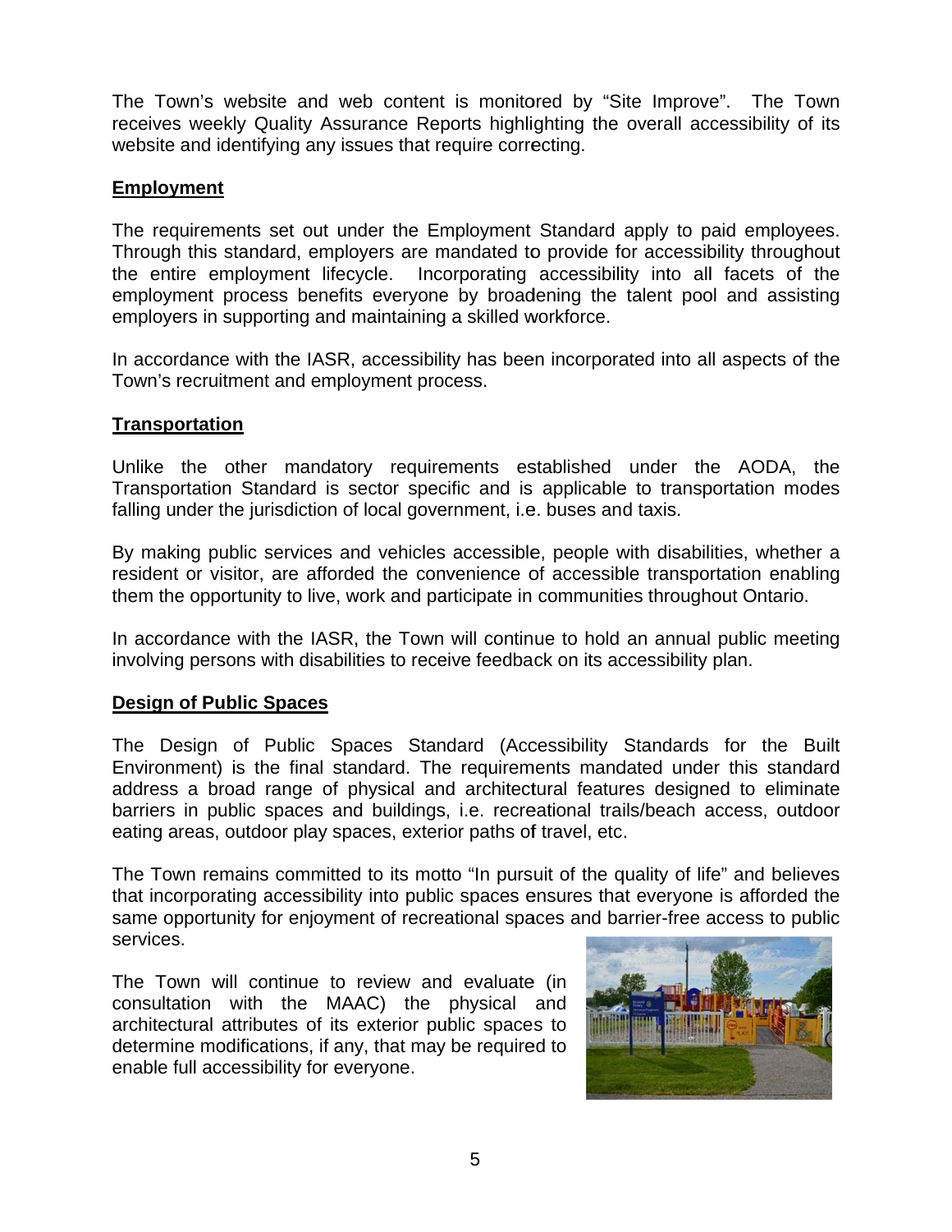The Town's website and web content is monitored by "Site Improve". The Town receives weekly Quality Assurance Reports highlighting the overall accessibility of its website and identifying any issues that require correcting.

## Employment

The requirements set out under the Employment Standard apply to paid employees. Through this standard, employers are mandated to provide for accessibility throughout the entire employment lifecycle. Incorporating accessibility into all facets of the employment process benefits everyone by broadening the talent pool and assisting employers in supporting and maintaining a skilled workforce.

In accordance with the IASR, accessibility has been incorporated into all aspects of the Town's recruitment and employment process.

## Transportation

Unlike the other mandatory requirements established under the AODA, the Transportation Standard is sector specific and is applicable to transportation modes falling under the jurisdiction of local government, i.e. buses and taxis.

By making public services and vehicles accessible, people with disabilities, whether a resident or visitor, are afforded the convenience of accessible transportation enabling them the opportunity to live, work and participate in communities throughout Ontario.

In accordance with the IASR, the Town will continue to hold an annual public meeting involving persons with disabilities to receive feedback on its accessibility plan.

## Design of Public Spaces

The Design of Public Spaces Standard (Accessibility Standards for the Built Environment) is the final standard. The requirements mandated under this standard address a broad range of physical and architectural features designed to eliminate barriers in public spaces and buildings, i.e. recreational trails/beach access, outdoor eating areas, outdoor play spaces, exterior paths of travel, etc.

The Town remains committed to its motto "In pursuit of the quality of life" and believes that incorporating accessibility into public spaces ensures that everyone is afforded the same opportunity for enjoyment of recreational spaces and barrier-free access to public services.

The Town will continue to review and evaluate (in consultation with the MAAC) the physical and architectural attributes of its exterior public spaces to determine modifications, if any, that may be required to enable full accessibility for everyone.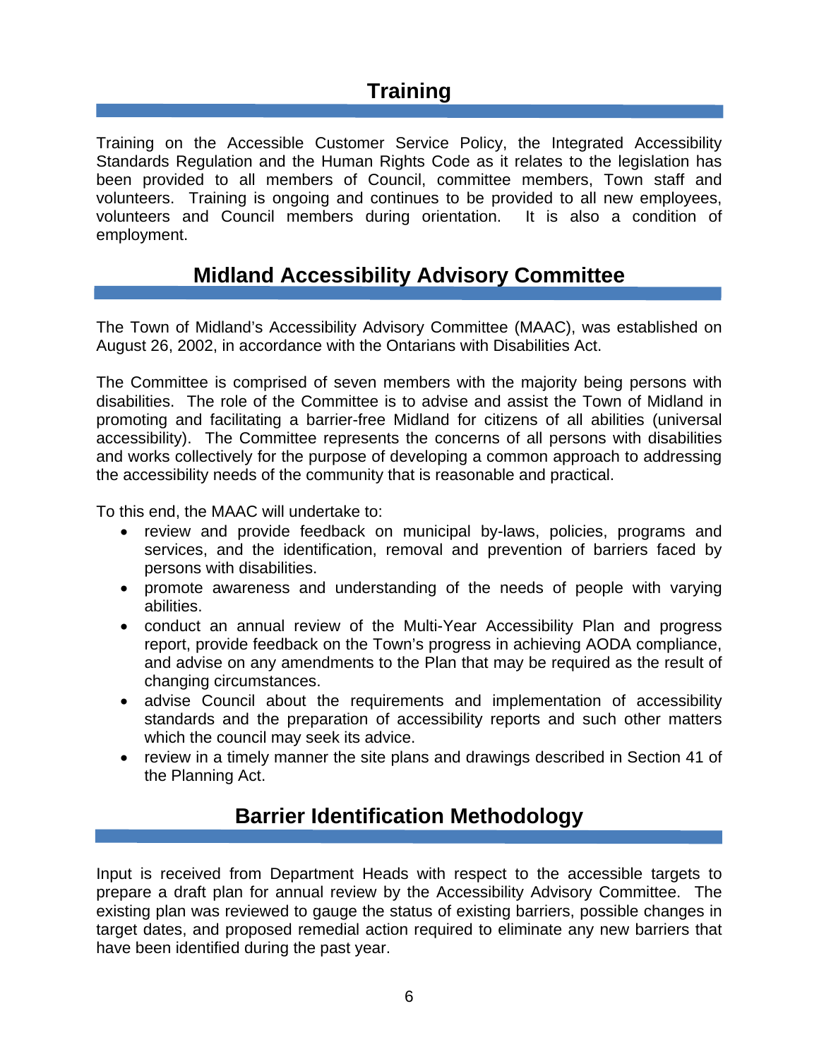## Training

Training on the Accessible Customer Service Policy, the Integrated Accessibility Standards Regulation and the Human Rights Code as it relates to the legislation has been provided to all members of Council, committee members, Town staff and volunteers. Training is ongoing and continues to be provided to all new employees, volunteers and Council members during orientation. It is also a condition of employment.

## Midland Accessibility Advisory Committee

The Town of Midland's Accessibility Advisory Committee (MAAC), was established on August 26, 2002, in accordance with the Ontarians with Disabilities Act.

The Committee is comprised of seven members with the majority being persons with disabilities. The role of the Committee is to advise and assist the Town of Midland in promoting and facilitating a barrier-free Midland for citizens of all abilities (universal accessibility). The Committee represents the concerns of all persons with disabilities and works collectively for the purpose of developing a common approach to addressing the accessibility needs of the community that is reasonable and practical.

To this end, the MAAC will undertake to:

- review and provide feedback on municipal by-laws, policies, programs and services, and the identification, removal and prevention of barriers faced by persons with disabilities.
- promote awareness and understanding of the needs of people with varying abilities.
- conduct an annual review of the Multi-Year Accessibility Plan and progress report, provide feedback on the Town's progress in achieving AODA compliance, and advise on any amendments to the Plan that may be required as the result of changing circumstances.
- advise Council about the requirements and implementation of accessibility standards and the preparation of accessibility reports and such other matters which the council may seek its advice.
- review in a timely manner the site plans and drawings described in Section 41 of the Planning Act.

## Barrier Identification Methodology

Input is received from Department Heads with respect to the accessible targets to prepare a draft plan for annual review by the Accessibility Advisory Committee. The existing plan was reviewed to gauge the status of existing barriers, possible changes in target dates, and proposed remedial action required to eliminate any new barriers that have been identified during the past year.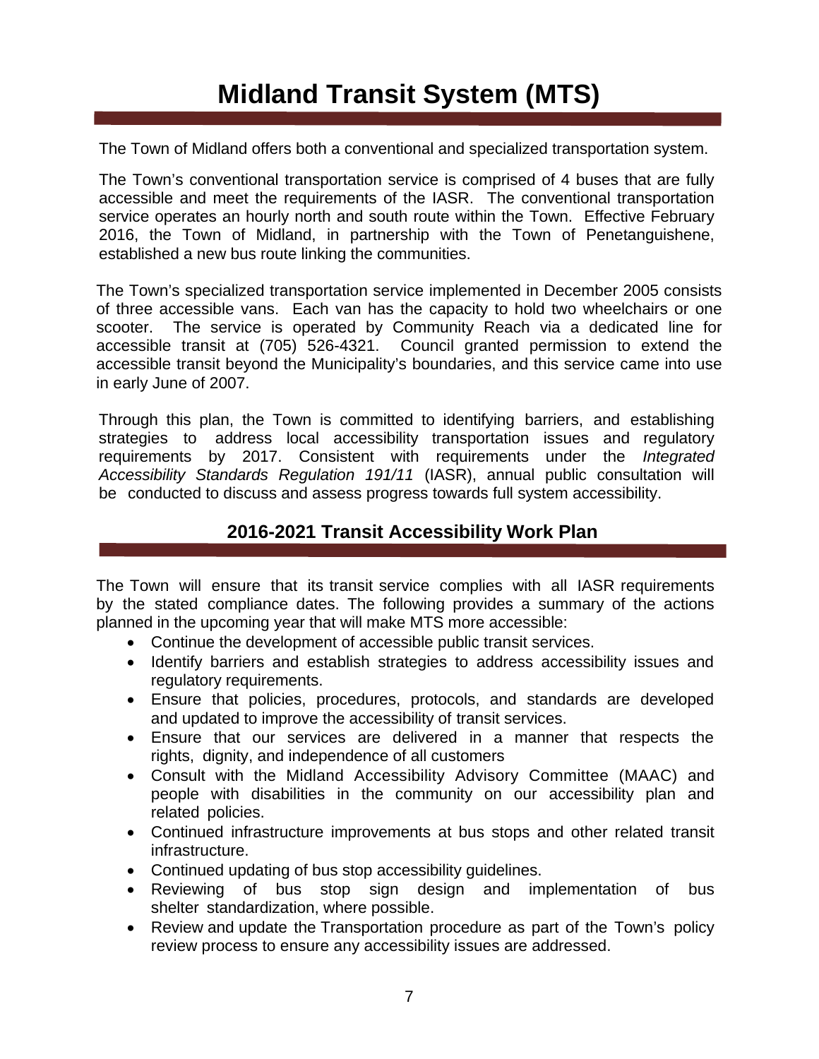# Midland Transit System (MTS)

The Town of Midland offers both a conventional and specialized transportation system.

The Town's conventional transportation service is comprised of 4 buses that are fully accessible and meet the requirements of the IASR. The conventional transportation service operates an hourly north and south route within the Town. Effective February 2016, the Town of Midland, in partnership with the Town of Penetanguishene, established a new bus route linking the communities.

The Town's specialized transportation service implemented in December 2005 consists of three accessible vans. Each van has the capacity to hold two wheelchairs or one scooter. The service is operated by Community Reach via a dedicated line for accessible transit at (705) 526-4321. Council granted permission to extend the accessible transit beyond the Municipality's boundaries, and this service came into use in early June of 2007.

Through this plan, the Town is committed to identifying barriers, and establishing strategies to address local accessibility transportation issues and regulatory requirements by 2017. Consistent with requirements under the *Integrated Accessibility Standards Regulation 191/11* (IASR), annual public consultation will be conducted to discuss and assess progress towards full system accessibility.

## 2016-2021 Transit Accessibility Work Plan

The Town will ensure that its transit service complies with all IASR requirements by the stated compliance dates. The following provides a summary of the actions planned in the upcoming year that will make MTS more accessible:

- Continue the development of accessible public transit services.
- Identify barriers and establish strategies to address accessibility issues and regulatory requirements.
- Ensure that policies, procedures, protocols, and standards are developed and updated to improve the accessibility of transit services.
- Ensure that our services are delivered in a manner that respects the rights, dignity, and independence of all customers
- Consult with the Midland Accessibility Advisory Committee (MAAC) and people with disabilities in the community on our accessibility plan and related policies.
- Continued infrastructure improvements at bus stops and other related transit infrastructure.
- Continued updating of bus stop accessibility guidelines.
- Reviewing of bus stop sign design and implementation of bus shelter standardization, where possible.
- Review and update the Transportation procedure as part of the Town's policy review process to ensure any accessibility issues are addressed.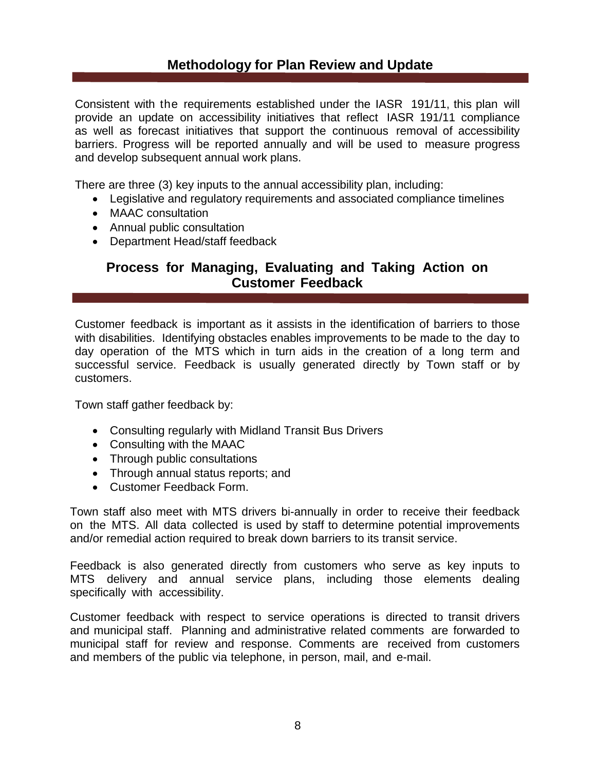## Methodology for Plan Review and Update

Consistent with the requirements established under the IASR 191/11, this plan will provide an update on accessibility initiatives that reflect IASR 191/11 compliance as well as forecast initiatives that support the continuous removal of accessibility barriers. Progress will be reported annually and will be used to measure progress and develop subsequent annual work plans.

There are three (3) key inputs to the annual accessibility plan, including:

- Legislative and regulatory requirements and associated compliance timelines
- MAAC consultation
- Annual public consultation
- Department Head/staff feedback

## Process for Managing, Evaluating and Taking Action on Customer Feedback

Customer feedback is important as it assists in the identification of barriers to those with disabilities. Identifying obstacles enables improvements to be made to the day to day operation of the MTS which in turn aids in the creation of a long term and successful service. Feedback is usually generated directly by Town staff or by customers.

Town staff gather feedback by:

- Consulting regularly with Midland Transit Bus Drivers
- Consulting with the MAAC
- Through public consultations
- Through annual status reports; and
- Customer Feedback Form.

Town staff also meet with MTS drivers bi-annually in order to receive their feedback on the MTS. All data collected is used by staff to determine potential improvements and/or remedial action required to break down barriers to its transit service.

Feedback is also generated directly from customers who serve as key inputs to MTS delivery and annual service plans, including those elements dealing specifically with accessibility.

Customer feedback with respect to service operations is directed to transit drivers and municipal staff. Planning and administrative related comments are forwarded to municipal staff for review and response. Comments are received from customers and members of the public via telephone, in person, mail, and e-mail.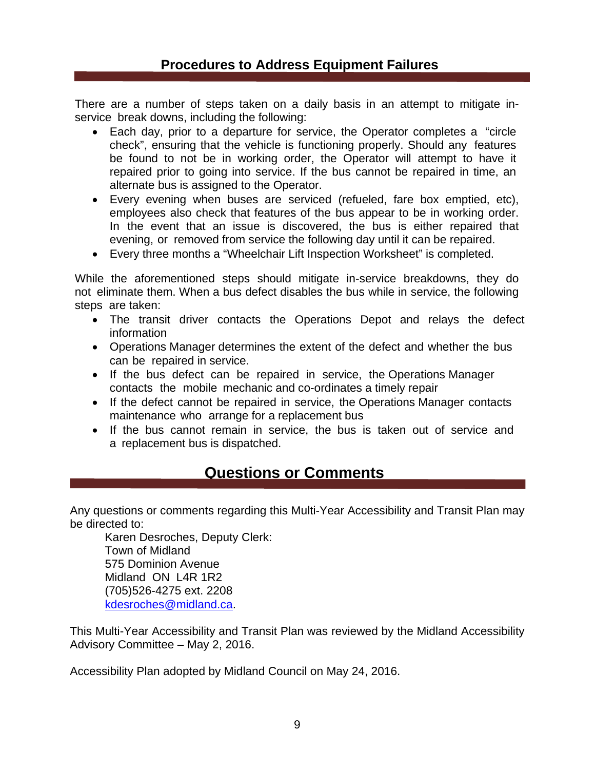## Procedures to Address Equipment Failures

There are a number of steps taken on a daily basis in an attempt to mitigate in-service break downs, including the following:

- Each day, prior to a departure for service, the Operator completes a "circle check", ensuring that the vehicle is functioning properly. Should any features be found to not be in working order, the Operator will attempt to have it repaired prior to going into service. If the bus cannot be repaired in time, an alternate bus is assigned to the Operator.
- Every evening when buses are serviced (refueled, fare box emptied, etc), employees also check that features of the bus appear to be in working order. In the event that an issue is discovered, the bus is either repaired that evening, or removed from service the following day until it can be repaired.
- Every three months a "Wheelchair Lift Inspection Worksheet" is completed.

While the aforementioned steps should mitigate in-service breakdowns, they do not eliminate them. When a bus defect disables the bus while in service, the following steps are taken:

- The transit driver contacts the Operations Depot and relays the defect information
- Operations Manager determines the extent of the defect and whether the bus can be repaired in service.
- If the bus defect can be repaired in service, the Operations Manager contacts the mobile mechanic and co-ordinates a timely repair
- If the defect cannot be repaired in service, the Operations Manager contacts maintenance who arrange for a replacement bus
- If the bus cannot remain in service, the bus is taken out of service and a replacement bus is dispatched.

## Questions or Comments

Any questions or comments regarding this Multi-Year Accessibility and Transit Plan may be directed to:

Karen Desroches, Deputy Clerk:
Town of Midland
575 Dominion Avenue
Midland ON L4R 1R2
(705)526-4275 ext. 2208
kdesroches@midland.ca.

This Multi-Year Accessibility and Transit Plan was reviewed by the Midland Accessibility Advisory Committee – May 2, 2016.

Accessibility Plan adopted by Midland Council on May 24, 2016.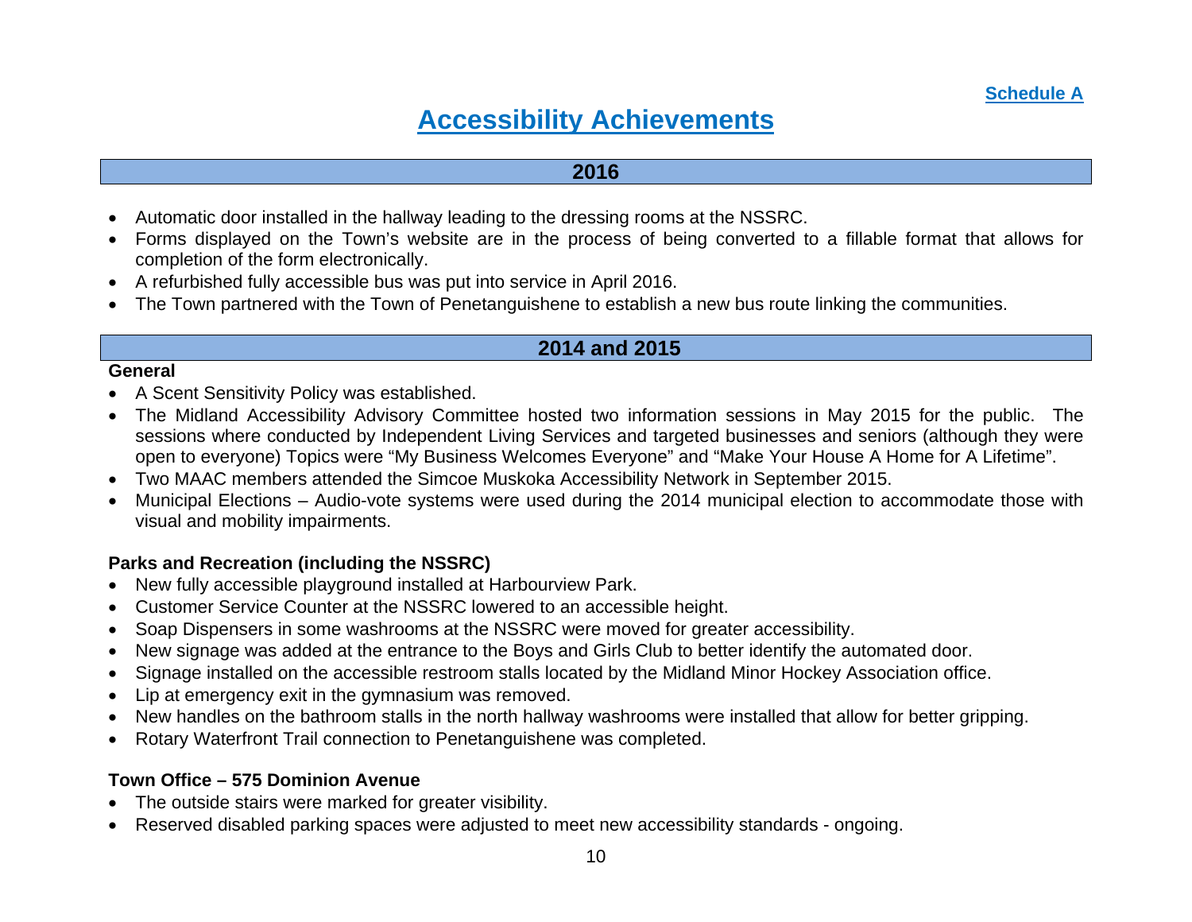Schedule A

# Accessibility Achievements

## 2016

- Automatic door installed in the hallway leading to the dressing rooms at the NSSRC.
- Forms displayed on the Town's website are in the process of being converted to a fillable format that allows for completion of the form electronically.
- A refurbished fully accessible bus was put into service in April 2016.
- The Town partnered with the Town of Penetanguishene to establish a new bus route linking the communities.

## 2014 and 2015

### General

- A Scent Sensitivity Policy was established.
- The Midland Accessibility Advisory Committee hosted two information sessions in May 2015 for the public. The sessions where conducted by Independent Living Services and targeted businesses and seniors (although they were open to everyone) Topics were "My Business Welcomes Everyone" and "Make Your House A Home for A Lifetime".
- Two MAAC members attended the Simcoe Muskoka Accessibility Network in September 2015.
- Municipal Elections – Audio-vote systems were used during the 2014 municipal election to accommodate those with visual and mobility impairments.

### Parks and Recreation (including the NSSRC)

- New fully accessible playground installed at Harbourview Park.
- Customer Service Counter at the NSSRC lowered to an accessible height.
- Soap Dispensers in some washrooms at the NSSRC were moved for greater accessibility.
- New signage was added at the entrance to the Boys and Girls Club to better identify the automated door.
- Signage installed on the accessible restroom stalls located by the Midland Minor Hockey Association office.
- Lip at emergency exit in the gymnasium was removed.
- New handles on the bathroom stalls in the north hallway washrooms were installed that allow for better gripping.
- Rotary Waterfront Trail connection to Penetanguishene was completed.

### Town Office – 575 Dominion Avenue

- The outside stairs were marked for greater visibility.
- Reserved disabled parking spaces were adjusted to meet new accessibility standards - ongoing.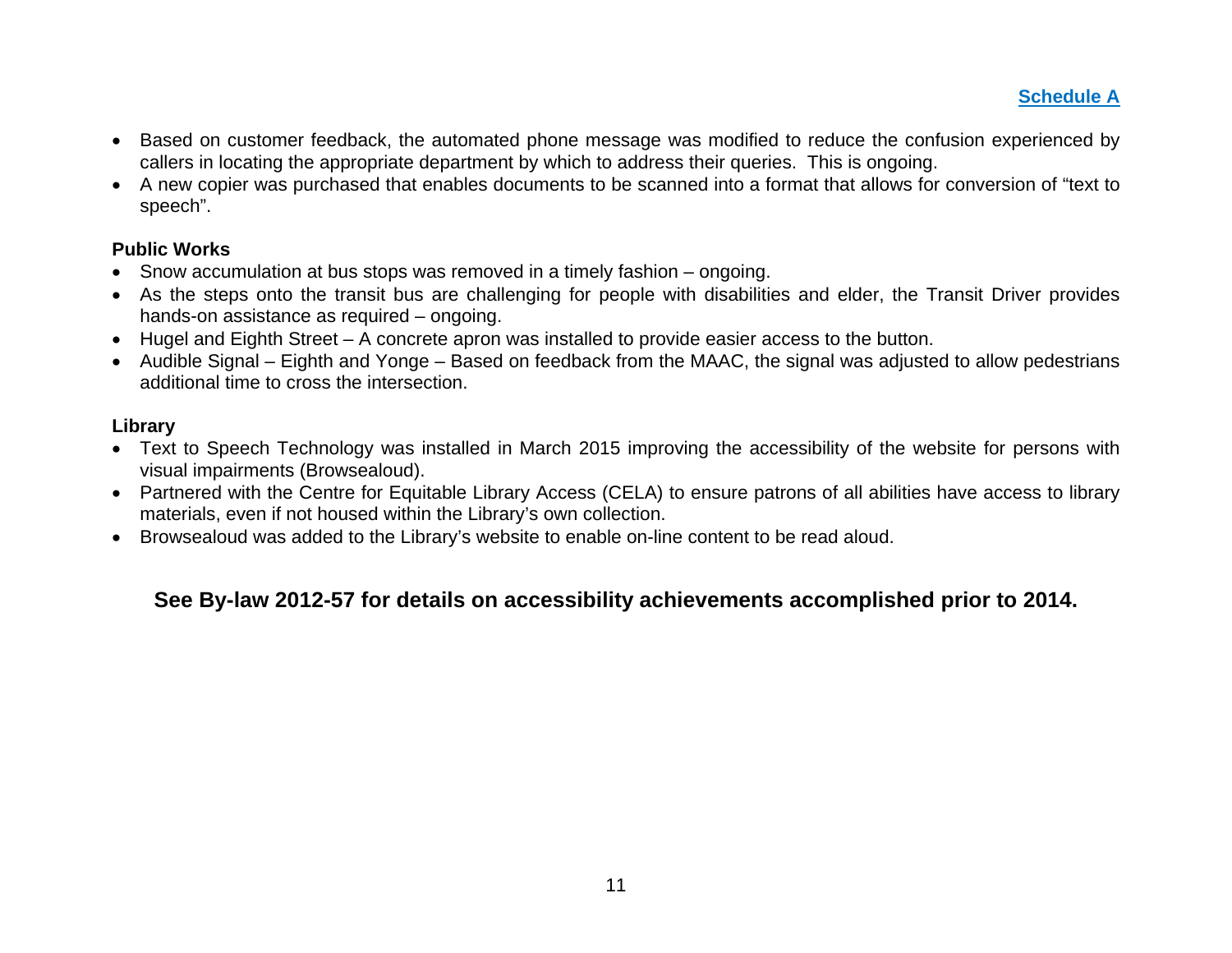Schedule A

- Based on customer feedback, the automated phone message was modified to reduce the confusion experienced by callers in locating the appropriate department by which to address their queries.  This is ongoing.
- A new copier was purchased that enables documents to be scanned into a format that allows for conversion of "text to speech".

**Public Works**
- Snow accumulation at bus stops was removed in a timely fashion – ongoing.
- As the steps onto the transit bus are challenging for people with disabilities and elder, the Transit Driver provides hands-on assistance as required – ongoing.
- Hugel and Eighth Street – A concrete apron was installed to provide easier access to the button.
- Audible Signal – Eighth and Yonge – Based on feedback from the MAAC, the signal was adjusted to allow pedestrians additional time to cross the intersection.

**Library**
- Text to Speech Technology was installed in March 2015 improving the accessibility of the website for persons with visual impairments (Browsealoud).
- Partnered with the Centre for Equitable Library Access (CELA) to ensure patrons of all abilities have access to library materials, even if not housed within the Library's own collection.
- Browsealoud was added to the Library's website to enable on-line content to be read aloud.

**See By-law 2012-57 for details on accessibility achievements accomplished prior to 2014.**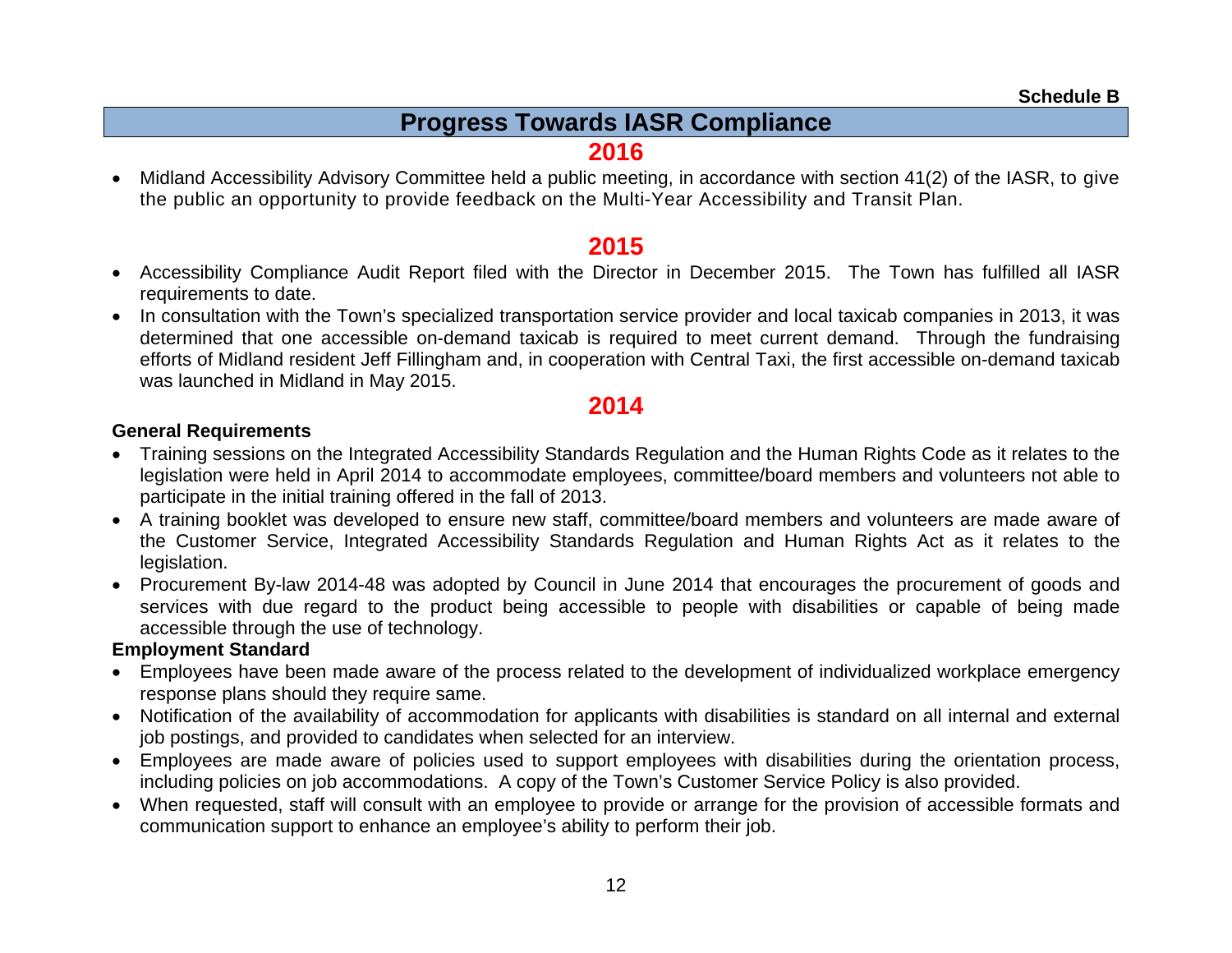Schedule B

# Progress Towards IASR Compliance

## 2016

- Midland Accessibility Advisory Committee held a public meeting, in accordance with section 41(2) of the IASR, to give the public an opportunity to provide feedback on the Multi-Year Accessibility and Transit Plan.

## 2015

- Accessibility Compliance Audit Report filed with the Director in December 2015. The Town has fulfilled all IASR requirements to date.
- In consultation with the Town's specialized transportation service provider and local taxicab companies in 2013, it was determined that one accessible on-demand taxicab is required to meet current demand. Through the fundraising efforts of Midland resident Jeff Fillingham and, in cooperation with Central Taxi, the first accessible on-demand taxicab was launched in Midland in May 2015.

## 2014

**General Requirements**

- Training sessions on the Integrated Accessibility Standards Regulation and the Human Rights Code as it relates to the legislation were held in April 2014 to accommodate employees, committee/board members and volunteers not able to participate in the initial training offered in the fall of 2013.
- A training booklet was developed to ensure new staff, committee/board members and volunteers are made aware of the Customer Service, Integrated Accessibility Standards Regulation and Human Rights Act as it relates to the legislation.
- Procurement By-law 2014-48 was adopted by Council in June 2014 that encourages the procurement of goods and services with due regard to the product being accessible to people with disabilities or capable of being made accessible through the use of technology.

**Employment Standard**

- Employees have been made aware of the process related to the development of individualized workplace emergency response plans should they require same.
- Notification of the availability of accommodation for applicants with disabilities is standard on all internal and external job postings, and provided to candidates when selected for an interview.
- Employees are made aware of policies used to support employees with disabilities during the orientation process, including policies on job accommodations. A copy of the Town's Customer Service Policy is also provided.
- When requested, staff will consult with an employee to provide or arrange for the provision of accessible formats and communication support to enhance an employee's ability to perform their job.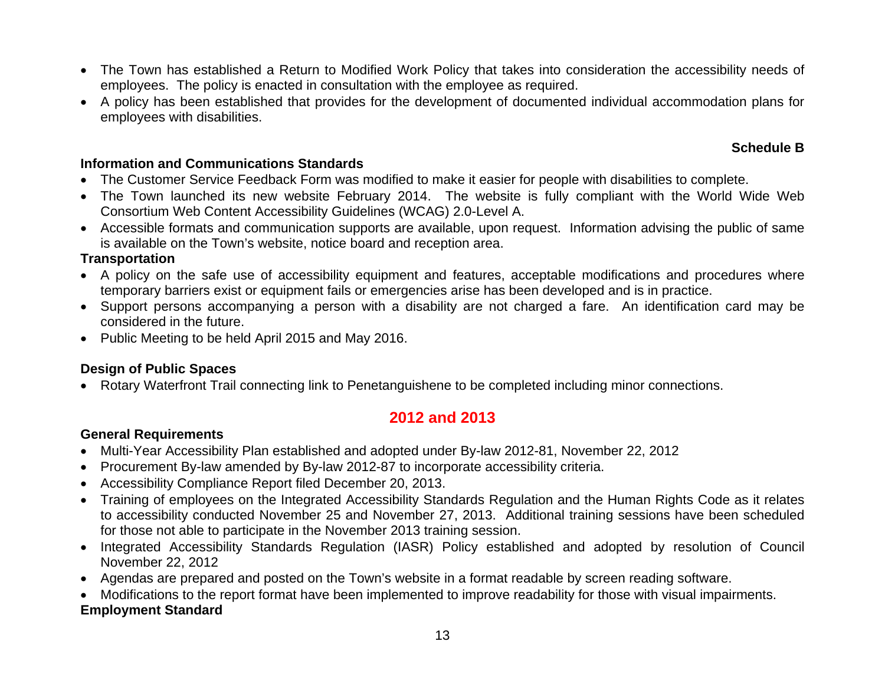- The Town has established a Return to Modified Work Policy that takes into consideration the accessibility needs of employees. The policy is enacted in consultation with the employee as required.
- A policy has been established that provides for the development of documented individual accommodation plans for employees with disabilities.

**Schedule B**

**Information and Communications Standards**

- The Customer Service Feedback Form was modified to make it easier for people with disabilities to complete.
- The Town launched its new website February 2014. The website is fully compliant with the World Wide Web Consortium Web Content Accessibility Guidelines (WCAG) 2.0-Level A.
- Accessible formats and communication supports are available, upon request. Information advising the public of same is available on the Town's website, notice board and reception area.

**Transportation**

- A policy on the safe use of accessibility equipment and features, acceptable modifications and procedures where temporary barriers exist or equipment fails or emergencies arise has been developed and is in practice.
- Support persons accompanying a person with a disability are not charged a fare. An identification card may be considered in the future.
- Public Meeting to be held April 2015 and May 2016.

**Design of Public Spaces**

- Rotary Waterfront Trail connecting link to Penetanguishene to be completed including minor connections.

## 2012 and 2013

**General Requirements**

- Multi-Year Accessibility Plan established and adopted under By-law 2012-81, November 22, 2012
- Procurement By-law amended by By-law 2012-87 to incorporate accessibility criteria.
- Accessibility Compliance Report filed December 20, 2013.
- Training of employees on the Integrated Accessibility Standards Regulation and the Human Rights Code as it relates to accessibility conducted November 25 and November 27, 2013. Additional training sessions have been scheduled for those not able to participate in the November 2013 training session.
- Integrated Accessibility Standards Regulation (IASR) Policy established and adopted by resolution of Council November 22, 2012
- Agendas are prepared and posted on the Town's website in a format readable by screen reading software.
- Modifications to the report format have been implemented to improve readability for those with visual impairments.

**Employment Standard**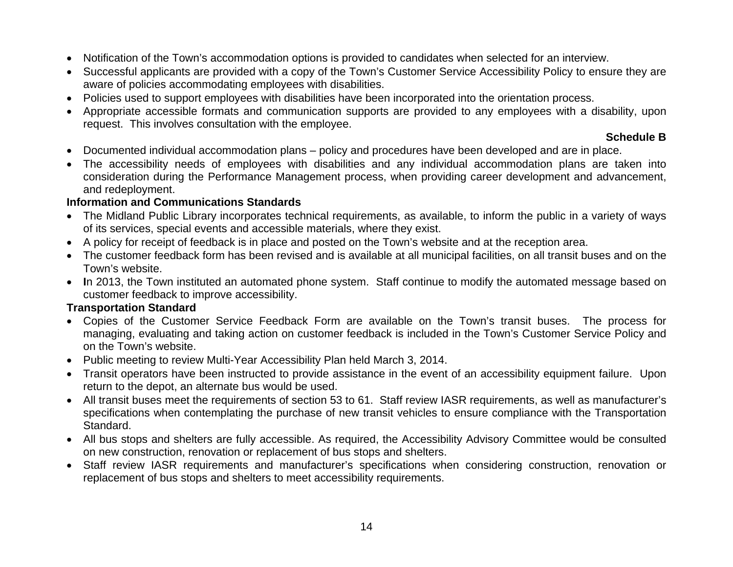- Notification of the Town's accommodation options is provided to candidates when selected for an interview.
- Successful applicants are provided with a copy of the Town's Customer Service Accessibility Policy to ensure they are aware of policies accommodating employees with disabilities.
- Policies used to support employees with disabilities have been incorporated into the orientation process.
- Appropriate accessible formats and communication supports are provided to any employees with a disability, upon request. This involves consultation with the employee.

**Schedule B**

- Documented individual accommodation plans – policy and procedures have been developed and are in place.
- The accessibility needs of employees with disabilities and any individual accommodation plans are taken into consideration during the Performance Management process, when providing career development and advancement, and redeployment.

**Information and Communications Standards**

- The Midland Public Library incorporates technical requirements, as available, to inform the public in a variety of ways of its services, special events and accessible materials, where they exist.
- A policy for receipt of feedback is in place and posted on the Town's website and at the reception area.
- The customer feedback form has been revised and is available at all municipal facilities, on all transit buses and on the Town's website.
- **I**n 2013, the Town instituted an automated phone system. Staff continue to modify the automated message based on customer feedback to improve accessibility.

**Transportation Standard**

- Copies of the Customer Service Feedback Form are available on the Town's transit buses. The process for managing, evaluating and taking action on customer feedback is included in the Town's Customer Service Policy and on the Town's website.
- Public meeting to review Multi-Year Accessibility Plan held March 3, 2014.
- Transit operators have been instructed to provide assistance in the event of an accessibility equipment failure. Upon return to the depot, an alternate bus would be used.
- All transit buses meet the requirements of section 53 to 61. Staff review IASR requirements, as well as manufacturer's specifications when contemplating the purchase of new transit vehicles to ensure compliance with the Transportation Standard.
- All bus stops and shelters are fully accessible. As required, the Accessibility Advisory Committee would be consulted on new construction, renovation or replacement of bus stops and shelters.
- Staff review IASR requirements and manufacturer's specifications when considering construction, renovation or replacement of bus stops and shelters to meet accessibility requirements.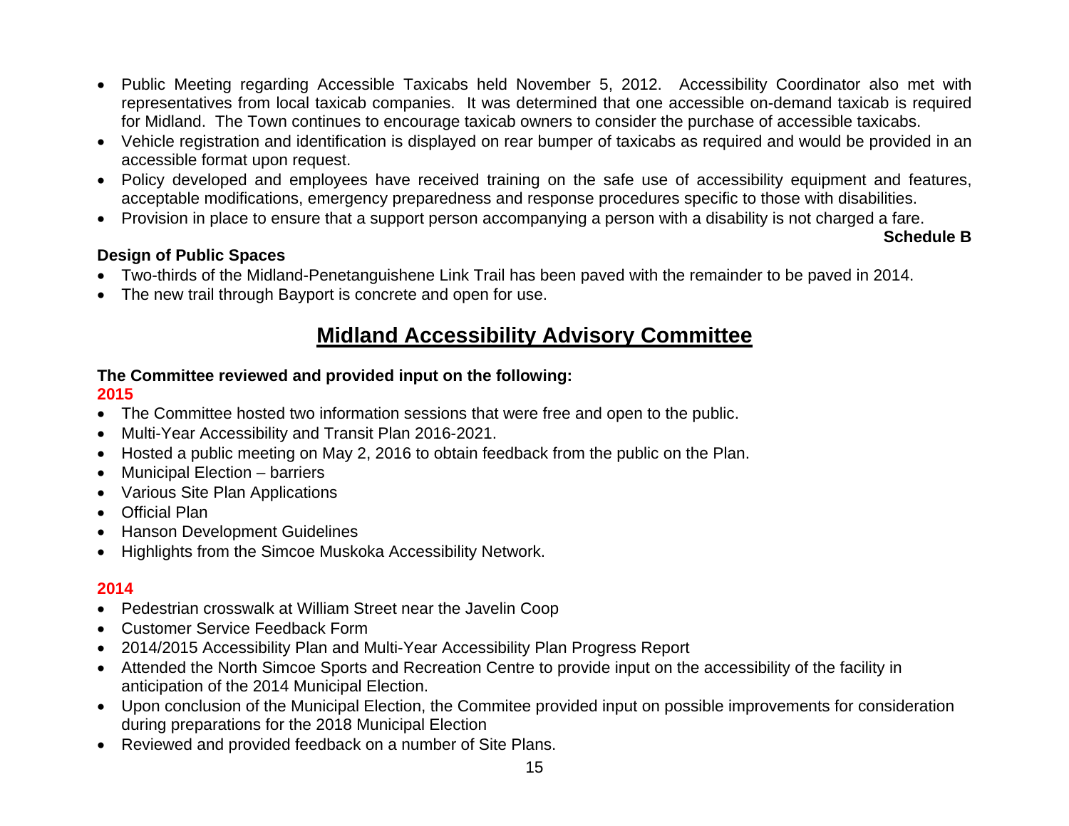- Public Meeting regarding Accessible Taxicabs held November 5, 2012. Accessibility Coordinator also met with representatives from local taxicab companies. It was determined that one accessible on-demand taxicab is required for Midland. The Town continues to encourage taxicab owners to consider the purchase of accessible taxicabs.
- Vehicle registration and identification is displayed on rear bumper of taxicabs as required and would be provided in an accessible format upon request.
- Policy developed and employees have received training on the safe use of accessibility equipment and features, acceptable modifications, emergency preparedness and response procedures specific to those with disabilities.
- Provision in place to ensure that a support person accompanying a person with a disability is not charged a fare.

**Schedule B**

**Design of Public Spaces**

- Two-thirds of the Midland-Penetanguishene Link Trail has been paved with the remainder to be paved in 2014.
- The new trail through Bayport is concrete and open for use.

# Midland Accessibility Advisory Committee

**The Committee reviewed and provided input on the following:**

**2015**

- The Committee hosted two information sessions that were free and open to the public.
- Multi-Year Accessibility and Transit Plan 2016-2021.
- Hosted a public meeting on May 2, 2016 to obtain feedback from the public on the Plan.
- Municipal Election – barriers
- Various Site Plan Applications
- Official Plan
- Hanson Development Guidelines
- Highlights from the Simcoe Muskoka Accessibility Network.

**2014**

- Pedestrian crosswalk at William Street near the Javelin Coop
- Customer Service Feedback Form
- 2014/2015 Accessibility Plan and Multi-Year Accessibility Plan Progress Report
- Attended the North Simcoe Sports and Recreation Centre to provide input on the accessibility of the facility in anticipation of the 2014 Municipal Election.
- Upon conclusion of the Municipal Election, the Commitee provided input on possible improvements for consideration during preparations for the 2018 Municipal Election
- Reviewed and provided feedback on a number of Site Plans.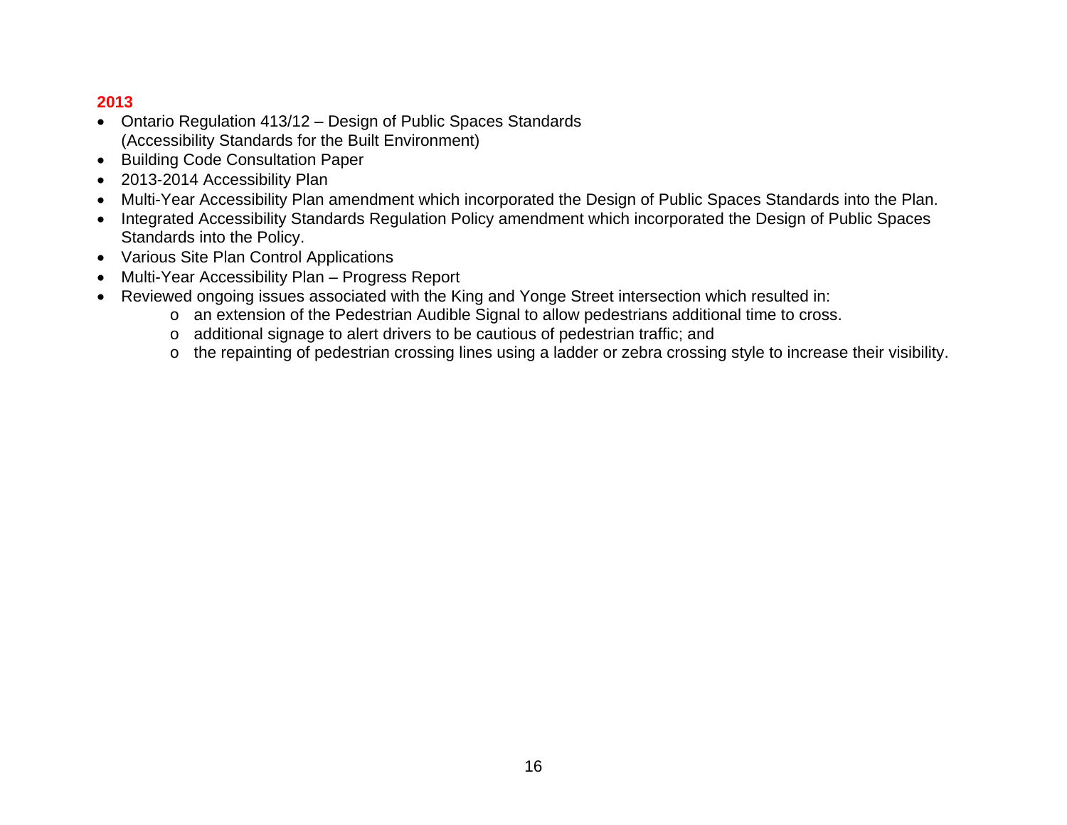**2013**

- Ontario Regulation 413/12 – Design of Public Spaces Standards (Accessibility Standards for the Built Environment)
- Building Code Consultation Paper
- 2013-2014 Accessibility Plan
- Multi-Year Accessibility Plan amendment which incorporated the Design of Public Spaces Standards into the Plan.
- Integrated Accessibility Standards Regulation Policy amendment which incorporated the Design of Public Spaces Standards into the Policy.
- Various Site Plan Control Applications
- Multi-Year Accessibility Plan – Progress Report
- Reviewed ongoing issues associated with the King and Yonge Street intersection which resulted in:
  - an extension of the Pedestrian Audible Signal to allow pedestrians additional time to cross.
  - additional signage to alert drivers to be cautious of pedestrian traffic; and
  - the repainting of pedestrian crossing lines using a ladder or zebra crossing style to increase their visibility.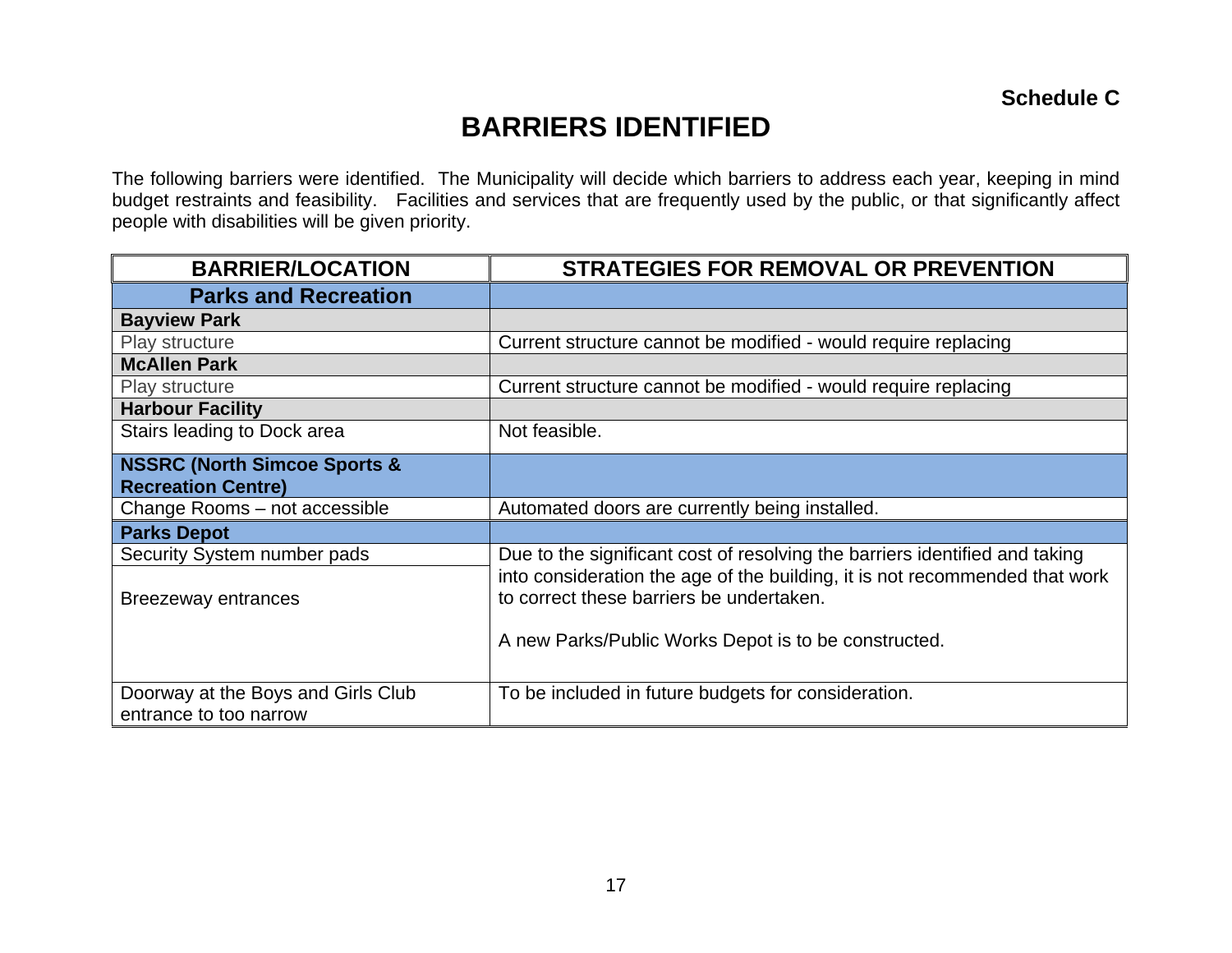**Schedule C**

# BARRIERS IDENTIFIED

The following barriers were identified. The Municipality will decide which barriers to address each year, keeping in mind budget restraints and feasibility. Facilities and services that are frequently used by the public, or that significantly affect people with disabilities will be given priority.

| BARRIER/LOCATION | STRATEGIES FOR REMOVAL OR PREVENTION |
|---|---|
| **Parks and Recreation** | |
| **Bayview Park** | |
| Play structure | Current structure cannot be modified - would require replacing |
| **McAllen Park** | |
| Play structure | Current structure cannot be modified - would require replacing |
| **Harbour Facility** | |
| Stairs leading to Dock area | Not feasible. |
| **NSSRC (North Simcoe Sports & Recreation Centre)** | |
| Change Rooms – not accessible | Automated doors are currently being installed. |
| **Parks Depot** | |
| Security System number pads | Due to the significant cost of resolving the barriers identified and taking into consideration the age of the building, it is not recommended that work to correct these barriers be undertaken.<br><br>A new Parks/Public Works Depot is to be constructed. |
| Breezeway entrances | |
| Doorway at the Boys and Girls Club entrance to too narrow | To be included in future budgets for consideration. |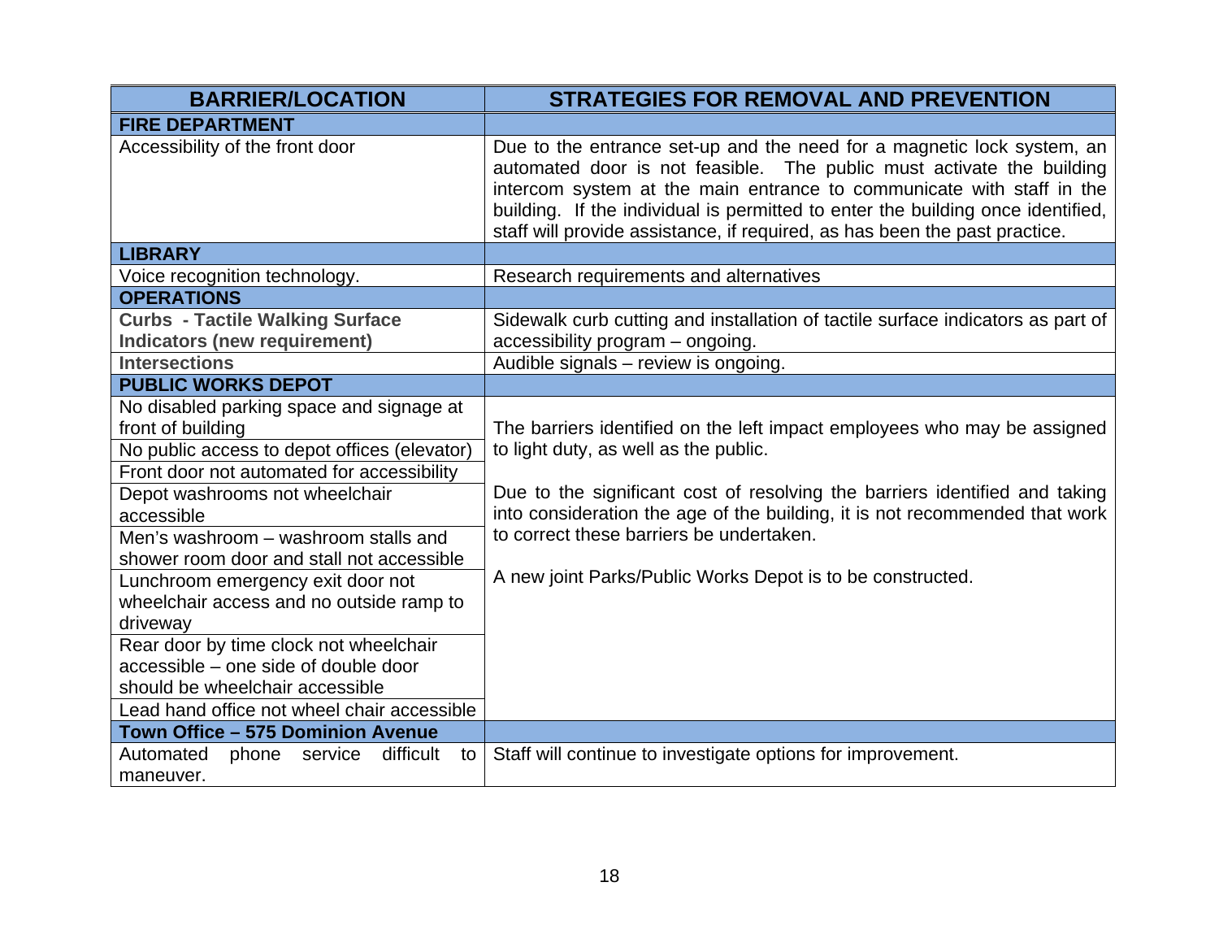| BARRIER/LOCATION | STRATEGIES FOR REMOVAL AND PREVENTION |
|---|---|
| **FIRE DEPARTMENT** | |
| Accessibility of the front door | Due to the entrance set-up and the need for a magnetic lock system, an automated door is not feasible. The public must activate the building intercom system at the main entrance to communicate with staff in the building. If the individual is permitted to enter the building once identified, staff will provide assistance, if required, as has been the past practice. |
| **LIBRARY** | |
| Voice recognition technology. | Research requirements and alternatives |
| **OPERATIONS** | |
| **Curbs - Tactile Walking Surface Indicators (new requirement)** | Sidewalk curb cutting and installation of tactile surface indicators as part of accessibility program – ongoing. |
| **Intersections** | Audible signals – review is ongoing. |
| **PUBLIC WORKS DEPOT** | |
| No disabled parking space and signage at front of building | The barriers identified on the left impact employees who may be assigned to light duty, as well as the public. Due to the significant cost of resolving the barriers identified and taking into consideration the age of the building, it is not recommended that work to correct these barriers be undertaken. A new joint Parks/Public Works Depot is to be constructed. |
| No public access to depot offices (elevator) | |
| Front door not automated for accessibility | |
| Depot washrooms not wheelchair accessible | |
| Men's washroom – washroom stalls and shower room door and stall not accessible | |
| Lunchroom emergency exit door not wheelchair access and no outside ramp to driveway | |
| Rear door by time clock not wheelchair accessible – one side of double door should be wheelchair accessible | |
| Lead hand office not wheel chair accessible | |
| **Town Office – 575 Dominion Avenue** | |
| Automated phone service difficult to maneuver. | Staff will continue to investigate options for improvement. |